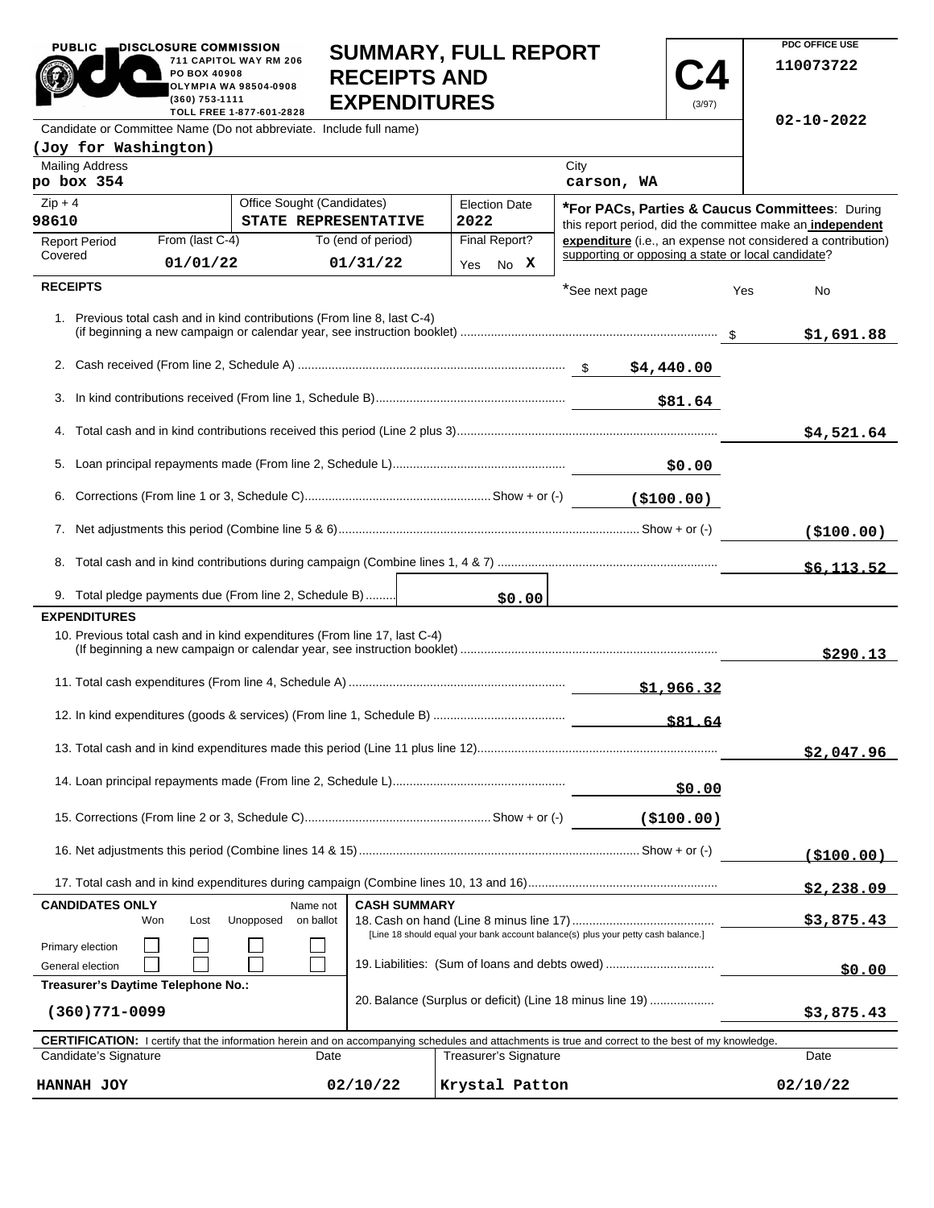PUBLIC DISCLOSURE COMMISSION
711 CAPITOL WAY RM 206
PO BOX 40908
OLYMPIA WA 98504-0908
(360) 753-1111
TOLL FREE 1-877-601-2828

# SUMMARY, FULL REPORT RECEIPTS AND EXPENDITURES

**C4** (3/97)

PDC OFFICE USE
110073722

02-10-2022

| Candidate or Committee Name (Do not abbreviate. Include full name) | | |
|---|---|---|
| (Joy for Washington) | | |
| Mailing Address: po box 354 | City: carson, WA | |
| Zip + 4: 98610 | Office Sought (Candidates): STATE REPRESENTATIVE | Election Date: 2022 |
| Report Period Covered — From (last C-4): 01/01/22 | To (end of period): 01/31/22 | Final Report? Yes No X |

***For PACs, Parties & Caucus Committees**: During this report period, did the committee make an **independent expenditure** (i.e., an expense not considered a contribution) supporting or opposing a state or local candidate?

*See next page — Yes — No

## RECEIPTS

| Line | Description | Amount | Total |
|---|---|---|---|
| 1. | Previous total cash and in kind contributions (From line 8, last C-4) (if beginning a new campaign or calendar year, see instruction booklet) | | $1,691.88 |
| 2. | Cash received (From line 2, Schedule A) | $4,440.00 | |
| 3. | In kind contributions received (From line 1, Schedule B) | $81.64 | |
| 4. | Total cash and in kind contributions received this period (Line 2 plus 3) | | $4,521.64 |
| 5. | Loan principal repayments made (From line 2, Schedule L) | $0.00 | |
| 6. | Corrections (From line 1 or 3, Schedule C) Show + or (-) | ($100.00) | |
| 7. | Net adjustments this period (Combine line 5 & 6) Show + or (-) | | ($100.00) |
| 8. | Total cash and in kind contributions during campaign (Combine lines 1, 4 & 7) | | $6,113.52 |
| 9. | Total pledge payments due (From line 2, Schedule B) | $0.00 | |

## EXPENDITURES

| Line | Description | Amount | Total |
|---|---|---|---|
| 10. | Previous total cash and in kind expenditures (From line 17, last C-4) (If beginning a new campaign or calendar year, see instruction booklet) | | $290.13 |
| 11. | Total cash expenditures (From line 4, Schedule A) | $1,966.32 | |
| 12. | In kind expenditures (goods & services) (From line 1, Schedule B) | $81.64 | |
| 13. | Total cash and in kind expenditures made this period (Line 11 plus line 12) | | $2,047.96 |
| 14. | Loan principal repayments made (From line 2, Schedule L) | $0.00 | |
| 15. | Corrections (From line 2 or 3, Schedule C) Show + or (-) | ($100.00) | |
| 16. | Net adjustments this period (Combine lines 14 & 15) Show + or (-) | | ($100.00) |
| 17. | Total cash and in kind expenditures during campaign (Combine lines 10, 13 and 16) | | $2,238.09 |

**CANDIDATES ONLY**

| | Won | Lost | Unopposed | Name not on ballot |
|---|---|---|---|---|
| Primary election | ☐ | ☐ | ☐ | ☐ |
| General election | ☐ | ☐ | ☐ | ☐ |

**Treasurer's Daytime Telephone No.:** (360)771-0099

**CASH SUMMARY**

| Line | Description | Total |
|---|---|---|
| 18. | Cash on hand (Line 8 minus line 17) [Line 18 should equal your bank account balance(s) plus your petty cash balance.] | $3,875.43 |
| 19. | Liabilities: (Sum of loans and debts owed) | $0.00 |
| 20. | Balance (Surplus or deficit) (Line 18 minus line 19) | $3,875.43 |

**CERTIFICATION:** I certify that the information herein and on accompanying schedules and attachments is true and correct to the best of my knowledge.

| Candidate's Signature | Date | Treasurer's Signature | Date |
|---|---|---|---|
| HANNAH JOY | 02/10/22 | Krystal Patton | 02/10/22 |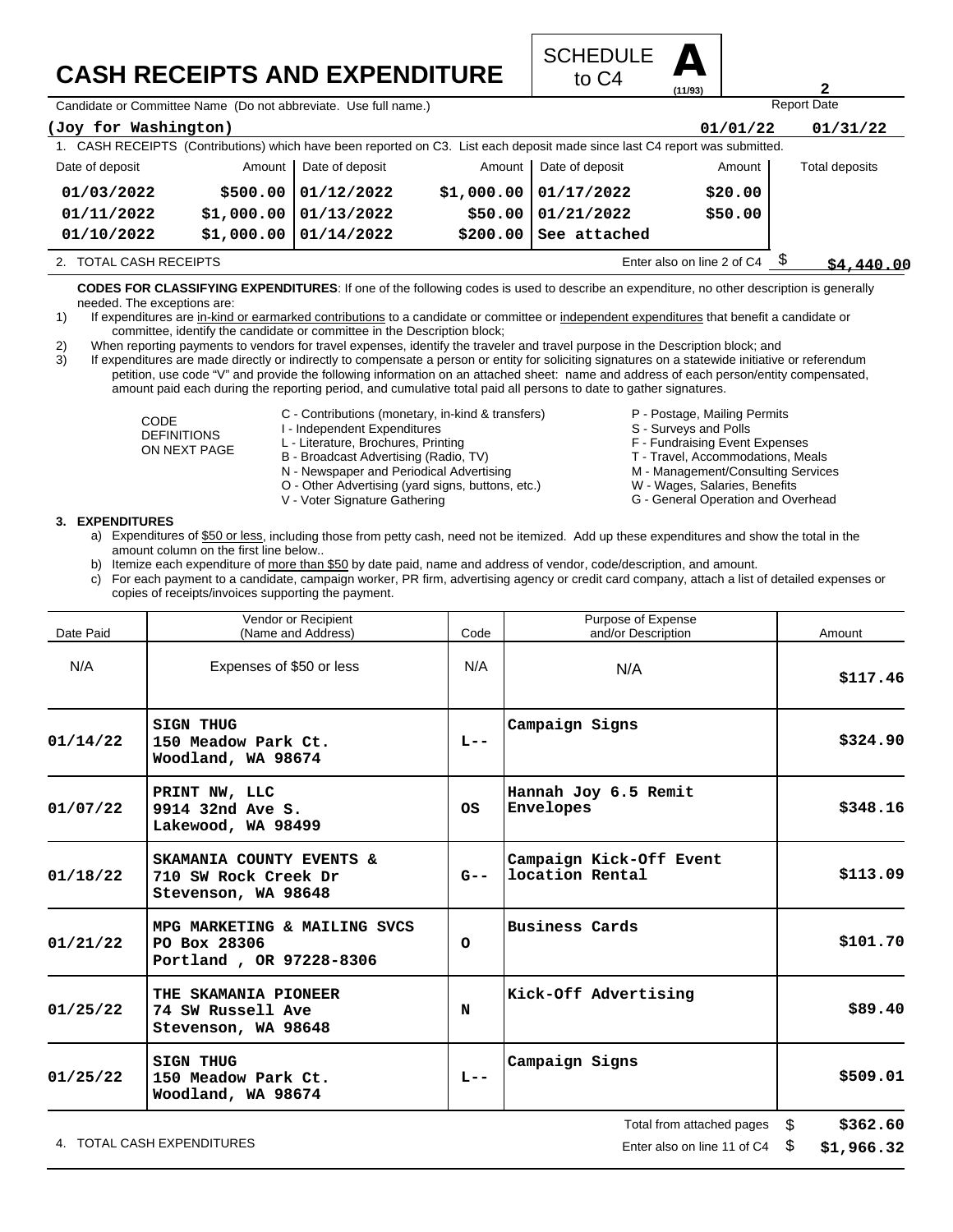# CASH RECEIPTS AND EXPENDITURE

SCHEDULE **A** to C4 (11/93)

Candidate or Committee Name (Do not abbreviate. Use full name.): **(Joy for Washington)**

Report Date: **01/01/22** **01/31/22**

1. CASH RECEIPTS (Contributions) which have been reported on C3. List each deposit made since last C4 report was submitted.

| Date of deposit | Amount | Date of deposit | Amount | Date of deposit | Amount | Total deposits |
|---|---|---|---|---|---|---|
| 01/03/2022 | $500.00 | 01/12/2022 | $1,000.00 | 01/17/2022 | $20.00 | |
| 01/11/2022 | $1,000.00 | 01/13/2022 | $50.00 | 01/21/2022 | $50.00 | |
| 01/10/2022 | $1,000.00 | 01/14/2022 | $200.00 | See attached | | |

2. TOTAL CASH RECEIPTS — Enter also on line 2 of C4 $ **$4,440.00**

**CODES FOR CLASSIFYING EXPENDITURES**: If one of the following codes is used to describe an expenditure, no other description is generally needed. The exceptions are:

1) If expenditures are in-kind or earmarked contributions to a candidate or committee or independent expenditures that benefit a candidate or committee, identify the candidate or committee in the Description block;
2) When reporting payments to vendors for travel expenses, identify the traveler and travel purpose in the Description block; and
3) If expenditures are made directly or indirectly to compensate a person or entity for soliciting signatures on a statewide initiative or referendum petition, use code "V" and provide the following information on an attached sheet: name and address of each person/entity compensated, amount paid each during the reporting period, and cumulative total paid all persons to date to gather signatures.

CODE DEFINITIONS ON NEXT PAGE

- C - Contributions (monetary, in-kind & transfers)
- I - Independent Expenditures
- L - Literature, Brochures, Printing
- B - Broadcast Advertising (Radio, TV)
- N - Newspaper and Periodical Advertising
- O - Other Advertising (yard signs, buttons, etc.)
- V - Voter Signature Gathering
- P - Postage, Mailing Permits
- S - Surveys and Polls
- F - Fundraising Event Expenses
- T - Travel, Accommodations, Meals
- M - Management/Consulting Services
- W - Wages, Salaries, Benefits
- G - General Operation and Overhead

**3. EXPENDITURES**

a) Expenditures of $50 or less, including those from petty cash, need not be itemized. Add up these expenditures and show the total in the amount column on the first line below..
b) Itemize each expenditure of more than $50 by date paid, name and address of vendor, code/description, and amount.
c) For each payment to a candidate, campaign worker, PR firm, advertising agency or credit card company, attach a list of detailed expenses or copies of receipts/invoices supporting the payment.

| Date Paid | Vendor or Recipient (Name and Address) | Code | Purpose of Expense and/or Description | Amount |
|---|---|---|---|---|
| N/A | Expenses of $50 or less | N/A | N/A | $117.46 |
| 01/14/22 | SIGN THUG<br>150 Meadow Park Ct.<br>Woodland, WA 98674 | L-- | Campaign Signs | $324.90 |
| 01/07/22 | PRINT NW, LLC<br>9914 32nd Ave S.<br>Lakewood, WA 98499 | OS | Hannah Joy 6.5 Remit Envelopes | $348.16 |
| 01/18/22 | SKAMANIA COUNTY EVENTS &<br>710 SW Rock Creek Dr<br>Stevenson, WA 98648 | G-- | Campaign Kick-Off Event location Rental | $113.09 |
| 01/21/22 | MPG MARKETING & MAILING SVCS<br>PO Box 28306<br>Portland , OR 97228-8306 | O | Business Cards | $101.70 |
| 01/25/22 | THE SKAMANIA PIONEER<br>74 SW Russell Ave<br>Stevenson, WA 98648 | N | Kick-Off Advertising | $89.40 |
| 01/25/22 | SIGN THUG<br>150 Meadow Park Ct.<br>Woodland, WA 98674 | L-- | Campaign Signs | $509.01 |

Total from attached pages $ **$362.60**

4. TOTAL CASH EXPENDITURES — Enter also on line 11 of C4 $ **$1,966.32**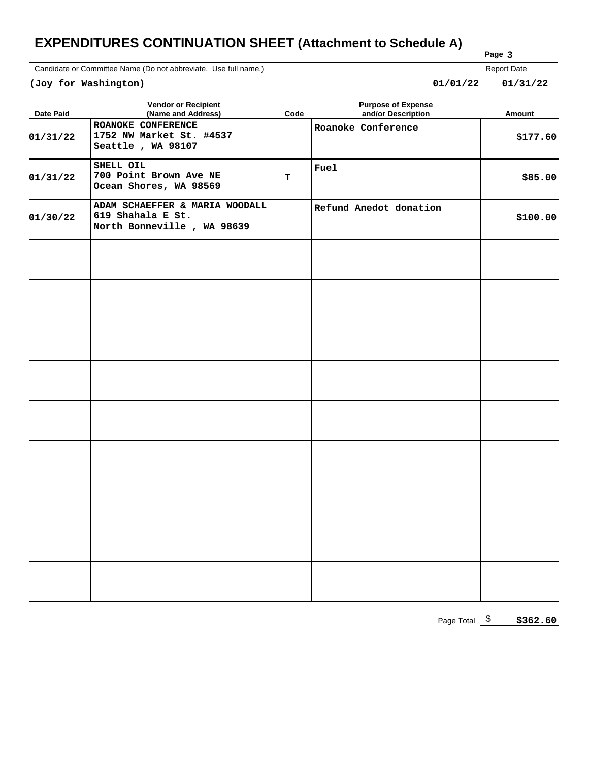# EXPENDITURES CONTINUATION SHEET (Attachment to Schedule A)

Page 3

Candidate or Committee Name (Do not abbreviate. Use full name.)

**(Joy for Washington)**

Report Date

**01/01/22 01/31/22**

| Date Paid | Vendor or Recipient (Name and Address) | Code | Purpose of Expense and/or Description | Amount |
|---|---|---|---|---|
| 01/31/22 | ROANOKE CONFERENCE<br>1752 NW Market St. #4537<br>Seattle , WA 98107 | | Roanoke Conference | $177.60 |
| 01/31/22 | SHELL OIL<br>700 Point Brown Ave NE<br>Ocean Shores, WA 98569 | T | Fuel | $85.00 |
| 01/30/22 | ADAM SCHAEFFER & MARIA WOODALL<br>619 Shahala E St.<br>North Bonneville , WA 98639 | | Refund Anedot donation | $100.00 |
| | | | | |
| | | | | |
| | | | | |
| | | | | |
| | | | | |
| | | | | |
| | | | | |
| | | | | |
| | | | | |

Page Total $ **$362.60**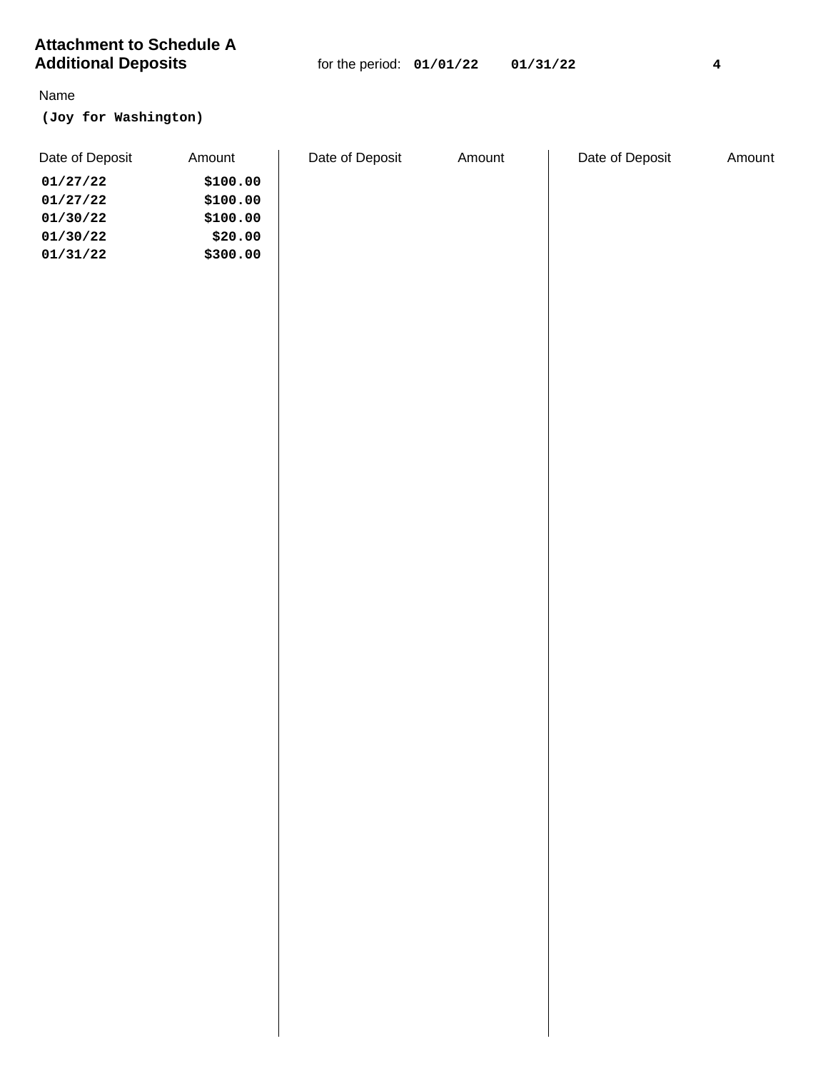# Attachment to Schedule A
## Additional Deposits

for the period: **01/01/22** **01/31/22** **4**

Name

**(Joy for Washington)**

| Date of Deposit | Amount | Date of Deposit | Amount | Date of Deposit | Amount |
|---|---|---|---|---|---|
| 01/27/22 | $100.00 | | | | |
| 01/27/22 | $100.00 | | | | |
| 01/30/22 | $100.00 | | | | |
| 01/30/22 | $20.00 | | | | |
| 01/31/22 | $300.00 | | | | |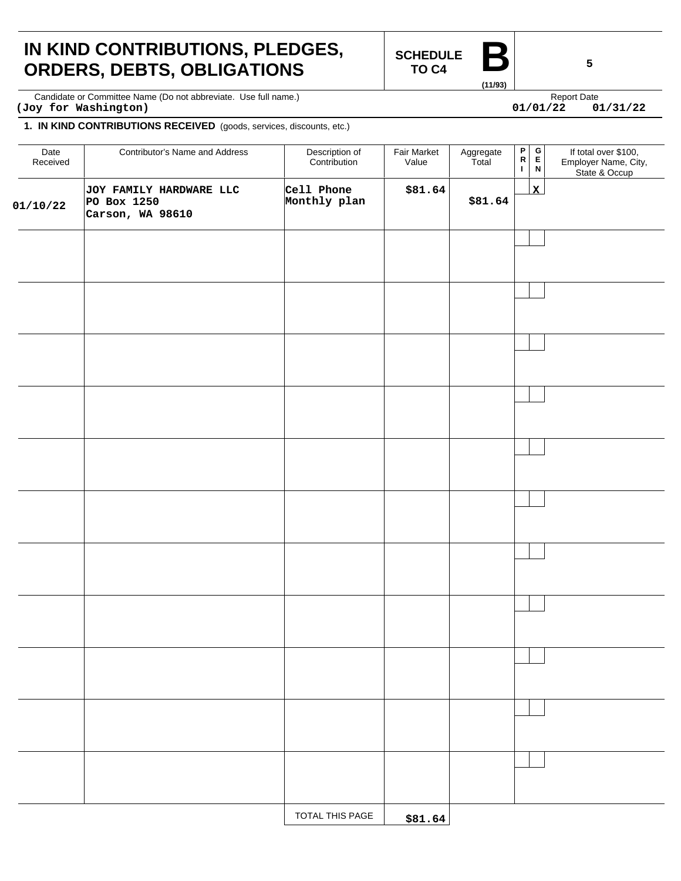# IN KIND CONTRIBUTIONS, PLEDGES, ORDERS, DEBTS, OBLIGATIONS

**SCHEDULE B TO C4** (11/93)

Candidate or Committee Name (Do not abbreviate. Use full name.)
**(Joy for Washington)**

Report Date
**01/01/22 01/31/22**

**1. IN KIND CONTRIBUTIONS RECEIVED** (goods, services, discounts, etc.)

| Date Received | Contributor's Name and Address | Description of Contribution | Fair Market Value | Aggregate Total | PRI | GEN | If total over $100, Employer Name, City, State & Occup |
|---|---|---|---|---|---|---|---|
| 01/10/22 | JOY FAMILY HARDWARE LLC<br>PO Box 1250<br>Carson, WA 98610 | Cell Phone Monthly plan | $81.64 | $81.64 | | X | |
| | | | | | | | |
| | | | | | | | |
| | | | | | | | |
| | | | | | | | |
| | | | | | | | |
| | | | | | | | |
| | | | | | | | |
| | | | | | | | |
| | | | | | | | |
| | | | | | | | |
| | | | | | | | |
| | | TOTAL THIS PAGE | $81.64 | | | | |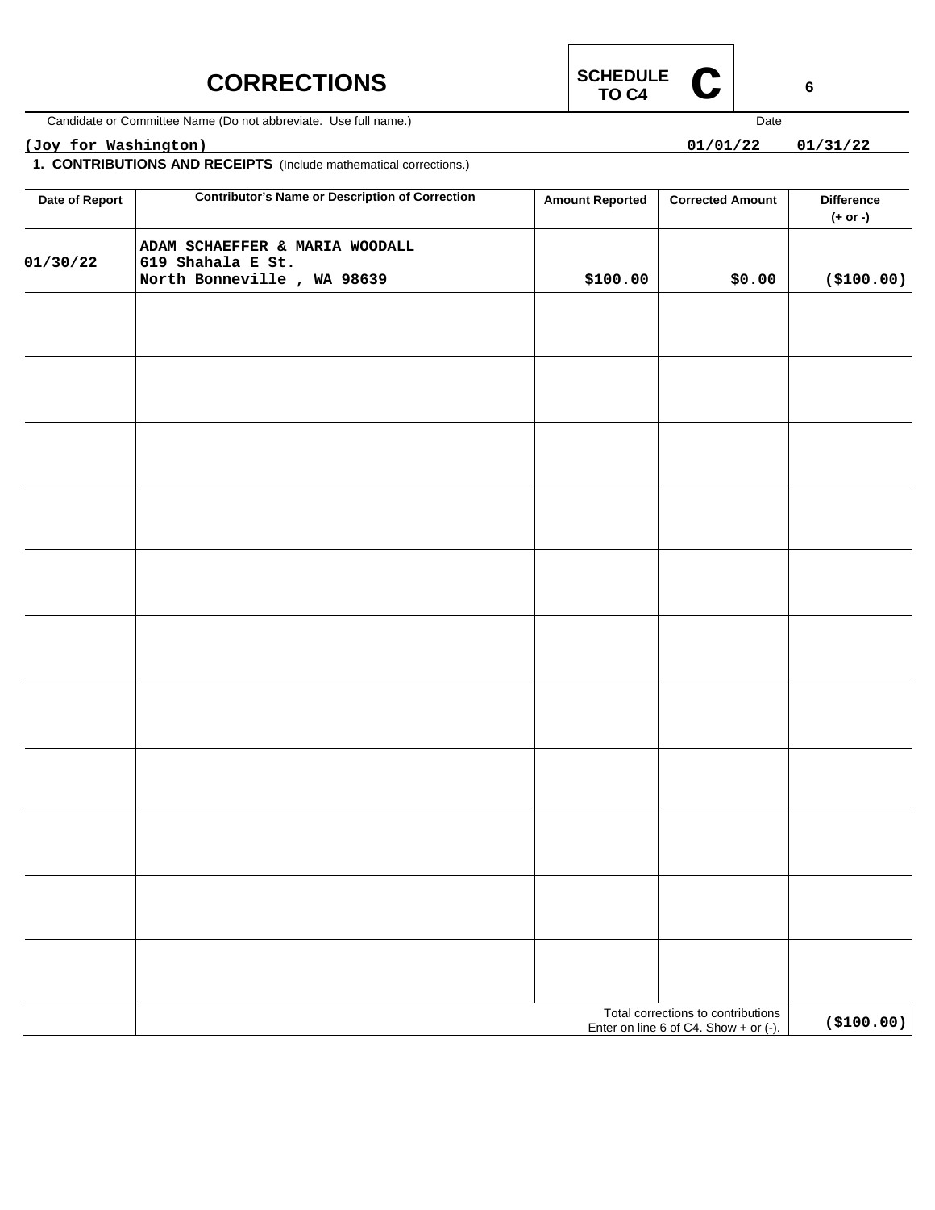# CORRECTIONS

**SCHEDULE TO C4** **C**

Candidate or Committee Name (Do not abbreviate. Use full name.)

**(Joy for Washington)**

Date: **01/01/22** **01/31/22**

**1. CONTRIBUTIONS AND RECEIPTS** (Include mathematical corrections.)

| Date of Report | Contributor's Name or Description of Correction | Amount Reported | Corrected Amount | Difference (+ or -) |
|---|---|---|---|---|
| 01/30/22 | ADAM SCHAEFFER & MARIA WOODALL<br>619 Shahala E St.<br>North Bonneville , WA 98639 | $100.00 | $0.00 | ($100.00) |
| | | | | |
| | | | | |
| | | | | |
| | | | | |
| | | | | |
| | | | | |
| | | | | |
| | | | | |
| | | | | |
| | | | | |
| | | | | |
| | Total corrections to contributions<br>Enter on line 6 of C4. Show + or (-). | | | ($100.00) |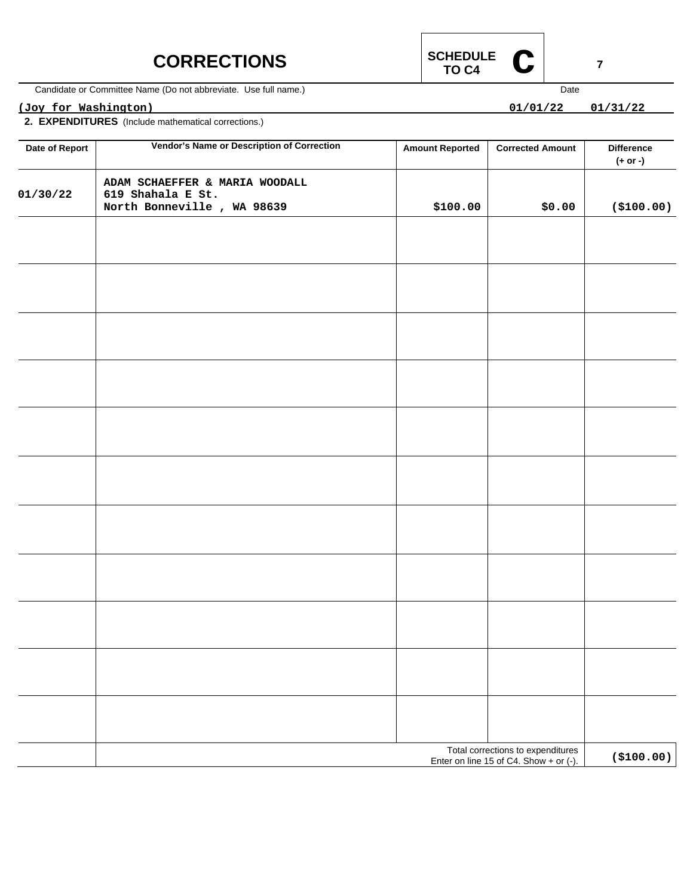# CORRECTIONS

**SCHEDULE TO C4** **C**

Candidate or Committee Name (Do not abbreviate. Use full name.) | Date

(Joy for Washington) | 01/01/22 | 01/31/22

**2. EXPENDITURES** (Include mathematical corrections.)

| Date of Report | Vendor's Name or Description of Correction | Amount Reported | Corrected Amount | Difference (+ or -) |
|---|---|---|---|---|
| 01/30/22 | ADAM SCHAEFFER & MARIA WOODALL<br>619 Shahala E St.<br>North Bonneville , WA 98639 | $100.00 | $0.00 | ($100.00) |
| | | | | |
| | | | | |
| | | | | |
| | | | | |
| | | | | |
| | | | | |
| | | | | |
| | | | | |
| | | | | |
| | | | | |
| | | | | |
| | Total corrections to expenditures Enter on line 15 of C4. Show + or (-). | | | ($100.00) |